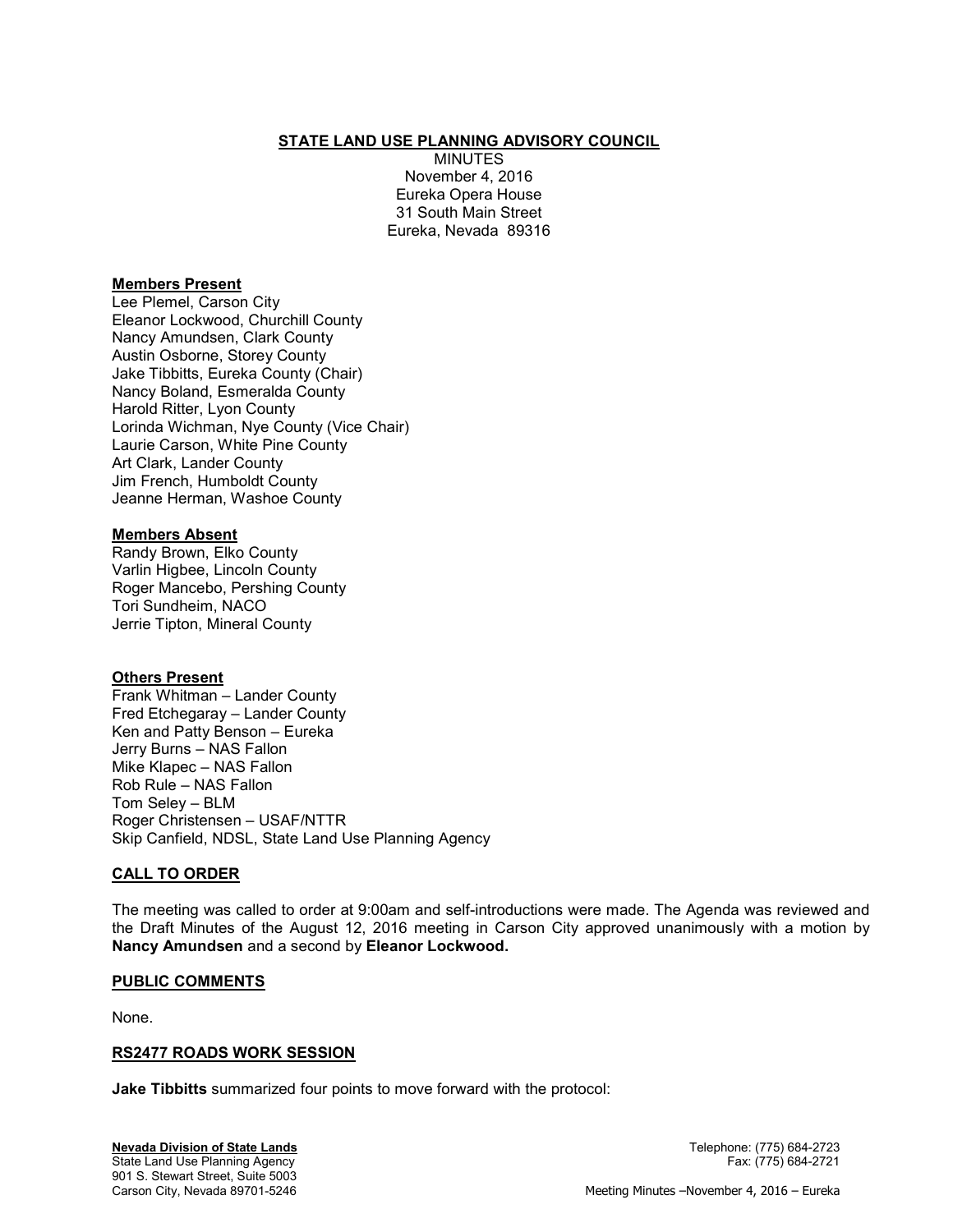**STATE LAND USE PLANNING ADVISORY COUNCIL**

MINUTES
November 4, 2016
Eureka Opera House
31 South Main Street
Eureka, Nevada 89316

**Members Present**

Lee Plemel, Carson City
Eleanor Lockwood, Churchill County
Nancy Amundsen, Clark County
Austin Osborne, Storey County
Jake Tibbitts, Eureka County (Chair)
Nancy Boland, Esmeralda County
Harold Ritter, Lyon County
Lorinda Wichman, Nye County (Vice Chair)
Laurie Carson, White Pine County
Art Clark, Lander County
Jim French, Humboldt County
Jeanne Herman, Washoe County

**Members Absent**

Randy Brown, Elko County
Varlin Higbee, Lincoln County
Roger Mancebo, Pershing County
Tori Sundheim, NACO
Jerrie Tipton, Mineral County

**Others Present**

Frank Whitman – Lander County
Fred Etchegaray – Lander County
Ken and Patty Benson – Eureka
Jerry Burns – NAS Fallon
Mike Klapec – NAS Fallon
Rob Rule – NAS Fallon
Tom Seley – BLM
Roger Christensen – USAF/NTTR
Skip Canfield, NDSL, State Land Use Planning Agency

**CALL TO ORDER**

The meeting was called to order at 9:00am and self-introductions were made. The Agenda was reviewed and the Draft Minutes of the August 12, 2016 meeting in Carson City approved unanimously with a motion by **Nancy Amundsen** and a second by **Eleanor Lockwood.**

**PUBLIC COMMENTS**

None.

**RS2477 ROADS WORK SESSION**

**Jake Tibbitts** summarized four points to move forward with the protocol: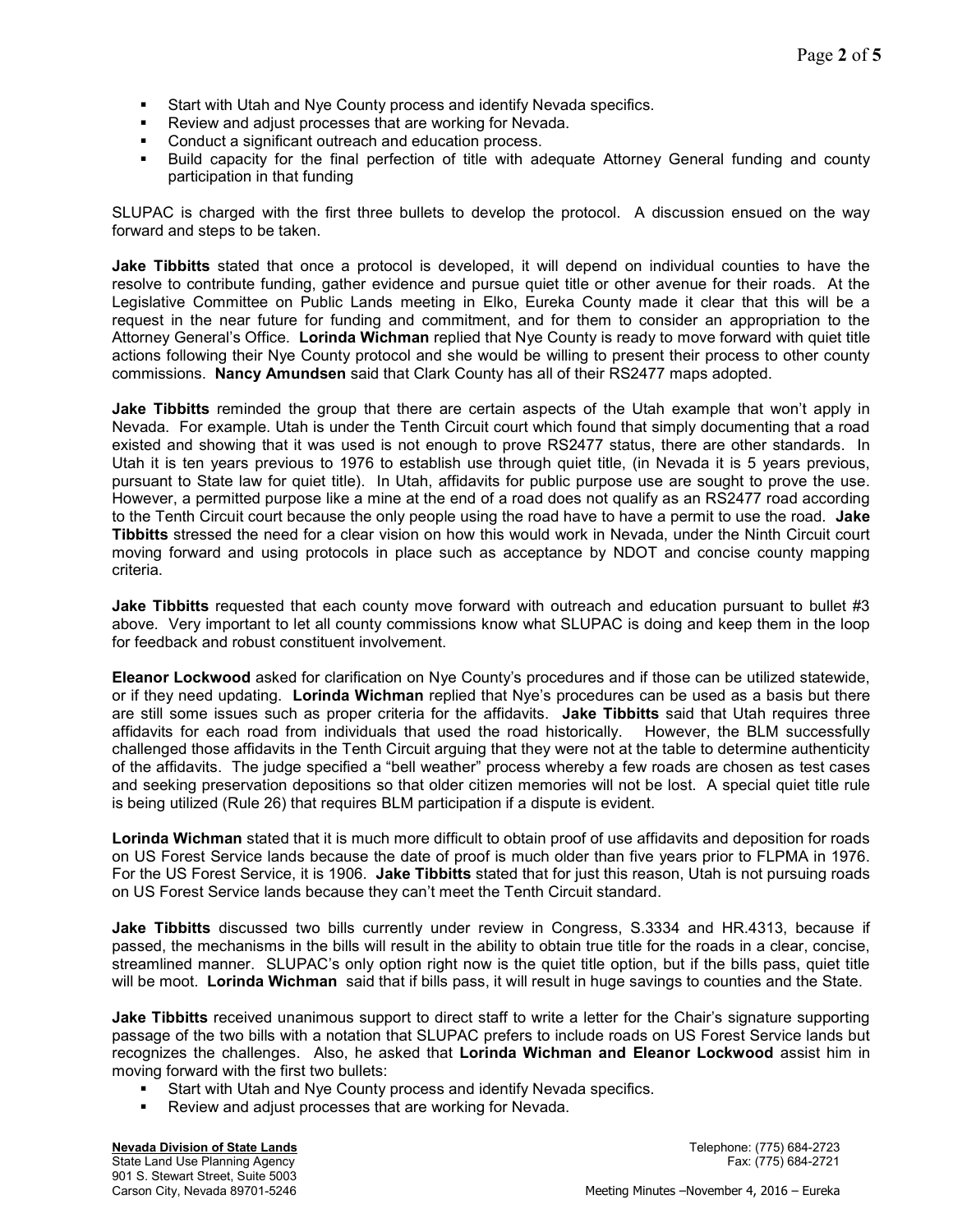- Start with Utah and Nye County process and identify Nevada specifics.
- Review and adjust processes that are working for Nevada.
- Conduct a significant outreach and education process.
- Build capacity for the final perfection of title with adequate Attorney General funding and county participation in that funding

SLUPAC is charged with the first three bullets to develop the protocol. A discussion ensued on the way forward and steps to be taken.

**Jake Tibbitts** stated that once a protocol is developed, it will depend on individual counties to have the resolve to contribute funding, gather evidence and pursue quiet title or other avenue for their roads. At the Legislative Committee on Public Lands meeting in Elko, Eureka County made it clear that this will be a request in the near future for funding and commitment, and for them to consider an appropriation to the Attorney General's Office. **Lorinda Wichman** replied that Nye County is ready to move forward with quiet title actions following their Nye County protocol and she would be willing to present their process to other county commissions. **Nancy Amundsen** said that Clark County has all of their RS2477 maps adopted.

**Jake Tibbitts** reminded the group that there are certain aspects of the Utah example that won't apply in Nevada. For example. Utah is under the Tenth Circuit court which found that simply documenting that a road existed and showing that it was used is not enough to prove RS2477 status, there are other standards. In Utah it is ten years previous to 1976 to establish use through quiet title, (in Nevada it is 5 years previous, pursuant to State law for quiet title). In Utah, affidavits for public purpose use are sought to prove the use. However, a permitted purpose like a mine at the end of a road does not qualify as an RS2477 road according to the Tenth Circuit court because the only people using the road have to have a permit to use the road. **Jake Tibbitts** stressed the need for a clear vision on how this would work in Nevada, under the Ninth Circuit court moving forward and using protocols in place such as acceptance by NDOT and concise county mapping criteria.

**Jake Tibbitts** requested that each county move forward with outreach and education pursuant to bullet #3 above. Very important to let all county commissions know what SLUPAC is doing and keep them in the loop for feedback and robust constituent involvement.

**Eleanor Lockwood** asked for clarification on Nye County's procedures and if those can be utilized statewide, or if they need updating. **Lorinda Wichman** replied that Nye's procedures can be used as a basis but there are still some issues such as proper criteria for the affidavits. **Jake Tibbitts** said that Utah requires three affidavits for each road from individuals that used the road historically. However, the BLM successfully challenged those affidavits in the Tenth Circuit arguing that they were not at the table to determine authenticity of the affidavits. The judge specified a "bell weather" process whereby a few roads are chosen as test cases and seeking preservation depositions so that older citizen memories will not be lost. A special quiet title rule is being utilized (Rule 26) that requires BLM participation if a dispute is evident.

**Lorinda Wichman** stated that it is much more difficult to obtain proof of use affidavits and deposition for roads on US Forest Service lands because the date of proof is much older than five years prior to FLPMA in 1976. For the US Forest Service, it is 1906. **Jake Tibbitts** stated that for just this reason, Utah is not pursuing roads on US Forest Service lands because they can't meet the Tenth Circuit standard.

**Jake Tibbitts** discussed two bills currently under review in Congress, S.3334 and HR.4313, because if passed, the mechanisms in the bills will result in the ability to obtain true title for the roads in a clear, concise, streamlined manner. SLUPAC's only option right now is the quiet title option, but if the bills pass, quiet title will be moot. **Lorinda Wichman** said that if bills pass, it will result in huge savings to counties and the State.

**Jake Tibbitts** received unanimous support to direct staff to write a letter for the Chair's signature supporting passage of the two bills with a notation that SLUPAC prefers to include roads on US Forest Service lands but recognizes the challenges. Also, he asked that **Lorinda Wichman and Eleanor Lockwood** assist him in moving forward with the first two bullets:

- Start with Utah and Nye County process and identify Nevada specifics.
- Review and adjust processes that are working for Nevada.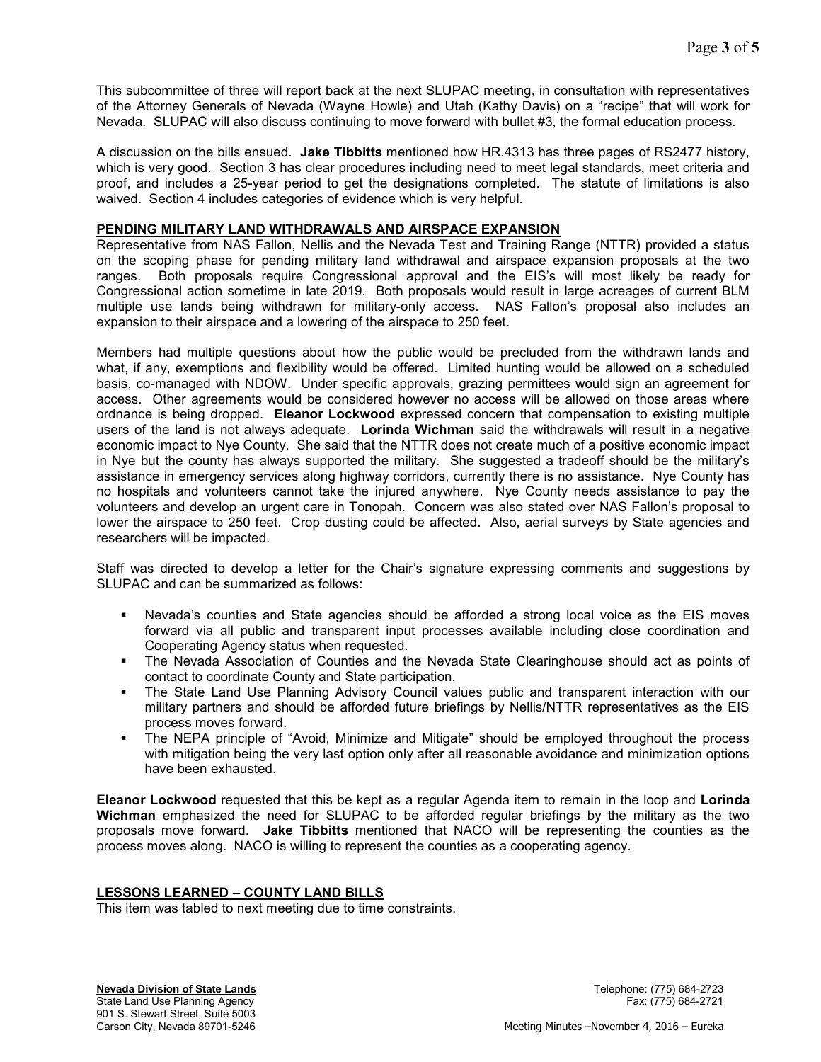This subcommittee of three will report back at the next SLUPAC meeting, in consultation with representatives of the Attorney Generals of Nevada (Wayne Howle) and Utah (Kathy Davis) on a "recipe" that will work for Nevada. SLUPAC will also discuss continuing to move forward with bullet #3, the formal education process.

A discussion on the bills ensued. **Jake Tibbitts** mentioned how HR.4313 has three pages of RS2477 history, which is very good. Section 3 has clear procedures including need to meet legal standards, meet criteria and proof, and includes a 25-year period to get the designations completed. The statute of limitations is also waived. Section 4 includes categories of evidence which is very helpful.

## PENDING MILITARY LAND WITHDRAWALS AND AIRSPACE EXPANSION

Representative from NAS Fallon, Nellis and the Nevada Test and Training Range (NTTR) provided a status on the scoping phase for pending military land withdrawal and airspace expansion proposals at the two ranges. Both proposals require Congressional approval and the EIS's will most likely be ready for Congressional action sometime in late 2019. Both proposals would result in large acreages of current BLM multiple use lands being withdrawn for military-only access. NAS Fallon's proposal also includes an expansion to their airspace and a lowering of the airspace to 250 feet.

Members had multiple questions about how the public would be precluded from the withdrawn lands and what, if any, exemptions and flexibility would be offered. Limited hunting would be allowed on a scheduled basis, co-managed with NDOW. Under specific approvals, grazing permittees would sign an agreement for access. Other agreements would be considered however no access will be allowed on those areas where ordnance is being dropped. **Eleanor Lockwood** expressed concern that compensation to existing multiple users of the land is not always adequate. **Lorinda Wichman** said the withdrawals will result in a negative economic impact to Nye County. She said that the NTTR does not create much of a positive economic impact in Nye but the county has always supported the military. She suggested a tradeoff should be the military's assistance in emergency services along highway corridors, currently there is no assistance. Nye County has no hospitals and volunteers cannot take the injured anywhere. Nye County needs assistance to pay the volunteers and develop an urgent care in Tonopah. Concern was also stated over NAS Fallon's proposal to lower the airspace to 250 feet. Crop dusting could be affected. Also, aerial surveys by State agencies and researchers will be impacted.

Staff was directed to develop a letter for the Chair's signature expressing comments and suggestions by SLUPAC and can be summarized as follows:

- Nevada's counties and State agencies should be afforded a strong local voice as the EIS moves forward via all public and transparent input processes available including close coordination and Cooperating Agency status when requested.
- The Nevada Association of Counties and the Nevada State Clearinghouse should act as points of contact to coordinate County and State participation.
- The State Land Use Planning Advisory Council values public and transparent interaction with our military partners and should be afforded future briefings by Nellis/NTTR representatives as the EIS process moves forward.
- The NEPA principle of "Avoid, Minimize and Mitigate" should be employed throughout the process with mitigation being the very last option only after all reasonable avoidance and minimization options have been exhausted.

**Eleanor Lockwood** requested that this be kept as a regular Agenda item to remain in the loop and **Lorinda Wichman** emphasized the need for SLUPAC to be afforded regular briefings by the military as the two proposals move forward. **Jake Tibbitts** mentioned that NACO will be representing the counties as the process moves along. NACO is willing to represent the counties as a cooperating agency.

## LESSONS LEARNED – COUNTY LAND BILLS

This item was tabled to next meeting due to time constraints.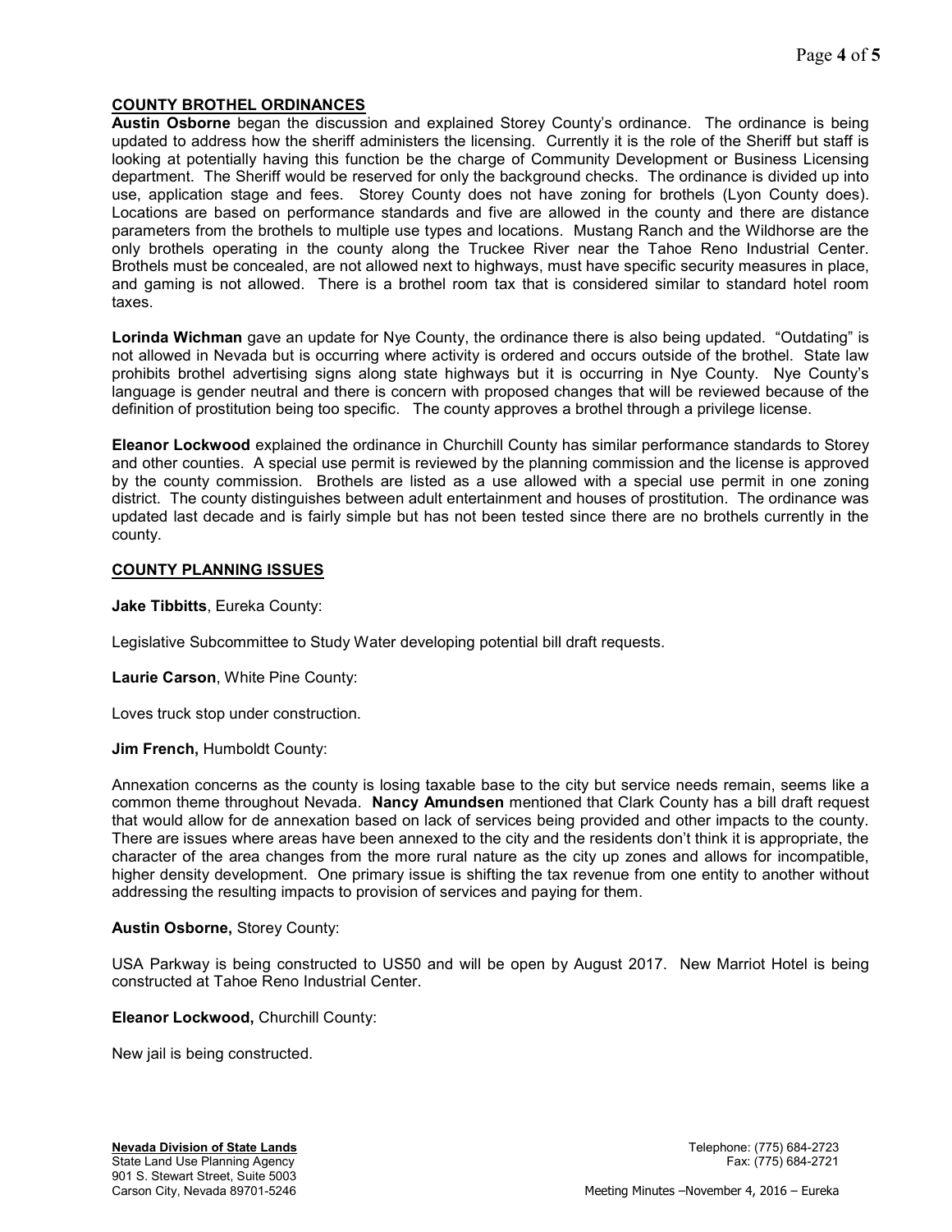## COUNTY BROTHEL ORDINANCES

**Austin Osborne** began the discussion and explained Storey County's ordinance. The ordinance is being updated to address how the sheriff administers the licensing. Currently it is the role of the Sheriff but staff is looking at potentially having this function be the charge of Community Development or Business Licensing department. The Sheriff would be reserved for only the background checks. The ordinance is divided up into use, application stage and fees. Storey County does not have zoning for brothels (Lyon County does). Locations are based on performance standards and five are allowed in the county and there are distance parameters from the brothels to multiple use types and locations. Mustang Ranch and the Wildhorse are the only brothels operating in the county along the Truckee River near the Tahoe Reno Industrial Center. Brothels must be concealed, are not allowed next to highways, must have specific security measures in place, and gaming is not allowed. There is a brothel room tax that is considered similar to standard hotel room taxes.

**Lorinda Wichman** gave an update for Nye County, the ordinance there is also being updated. "Outdating" is not allowed in Nevada but is occurring where activity is ordered and occurs outside of the brothel. State law prohibits brothel advertising signs along state highways but it is occurring in Nye County. Nye County's language is gender neutral and there is concern with proposed changes that will be reviewed because of the definition of prostitution being too specific. The county approves a brothel through a privilege license.

**Eleanor Lockwood** explained the ordinance in Churchill County has similar performance standards to Storey and other counties. A special use permit is reviewed by the planning commission and the license is approved by the county commission. Brothels are listed as a use allowed with a special use permit in one zoning district. The county distinguishes between adult entertainment and houses of prostitution. The ordinance was updated last decade and is fairly simple but has not been tested since there are no brothels currently in the county.

## COUNTY PLANNING ISSUES

**Jake Tibbitts**, Eureka County:

Legislative Subcommittee to Study Water developing potential bill draft requests.

**Laurie Carson**, White Pine County:

Loves truck stop under construction.

**Jim French,** Humboldt County:

Annexation concerns as the county is losing taxable base to the city but service needs remain, seems like a common theme throughout Nevada. **Nancy Amundsen** mentioned that Clark County has a bill draft request that would allow for de annexation based on lack of services being provided and other impacts to the county. There are issues where areas have been annexed to the city and the residents don't think it is appropriate, the character of the area changes from the more rural nature as the city up zones and allows for incompatible, higher density development. One primary issue is shifting the tax revenue from one entity to another without addressing the resulting impacts to provision of services and paying for them.

**Austin Osborne,** Storey County:

USA Parkway is being constructed to US50 and will be open by August 2017. New Marriot Hotel is being constructed at Tahoe Reno Industrial Center.

**Eleanor Lockwood,** Churchill County:

New jail is being constructed.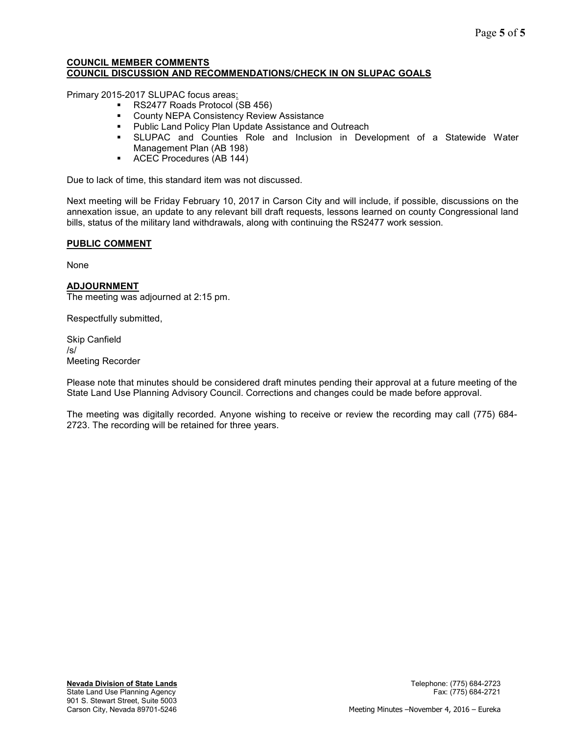## COUNCIL MEMBER COMMENTS
## COUNCIL DISCUSSION AND RECOMMENDATIONS/CHECK IN ON SLUPAC GOALS

Primary 2015-2017 SLUPAC focus areas:

- RS2477 Roads Protocol (SB 456)
- County NEPA Consistency Review Assistance
- Public Land Policy Plan Update Assistance and Outreach
- SLUPAC and Counties Role and Inclusion in Development of a Statewide Water Management Plan (AB 198)
- ACEC Procedures (AB 144)

Due to lack of time, this standard item was not discussed.

Next meeting will be Friday February 10, 2017 in Carson City and will include, if possible, discussions on the annexation issue, an update to any relevant bill draft requests, lessons learned on county Congressional land bills, status of the military land withdrawals, along with continuing the RS2477 work session.

## PUBLIC COMMENT

None

## ADJOURNMENT

The meeting was adjourned at 2:15 pm.

Respectfully submitted,

Skip Canfield
/s/
Meeting Recorder

Please note that minutes should be considered draft minutes pending their approval at a future meeting of the State Land Use Planning Advisory Council. Corrections and changes could be made before approval.

The meeting was digitally recorded. Anyone wishing to receive or review the recording may call (775) 684-2723. The recording will be retained for three years.